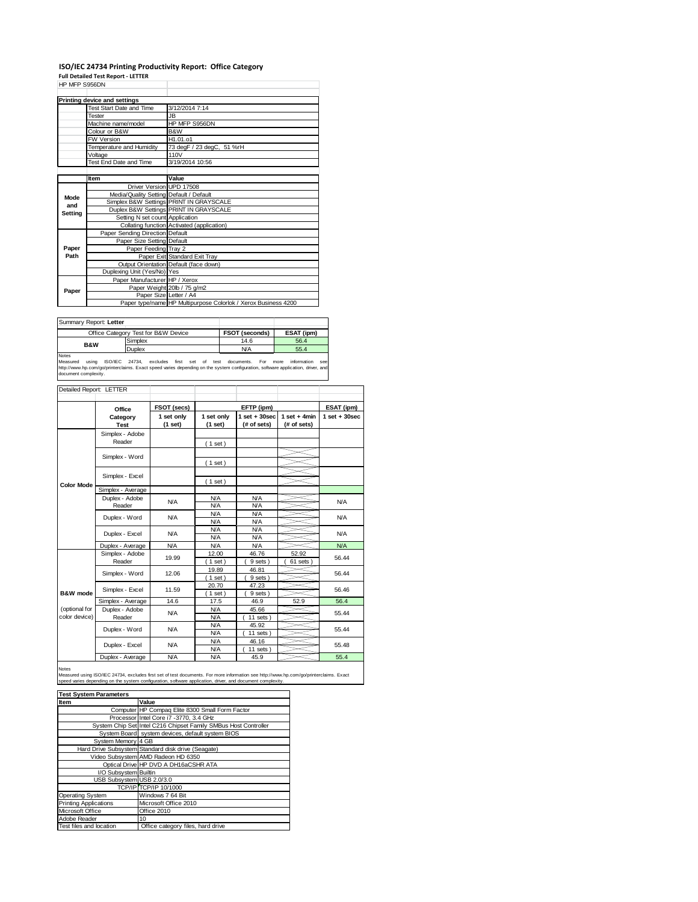# ISO/IEC 24734 Printing Productivity Report: Office Category

**Full Detailed Test Report - LETTER**

HP MFP S956DN

| Printing device and settings | |
|---|---|
| Test Start Date and Time | 3/12/2014 7:14 |
| Tester | JB |
| Machine name/model | HP MFP S956DN |
| Colour or B&W | B&W |
| FW Version | H1.01.o1 |
| Temperature and Humidity | 73 degF / 23 degC, 51 %rH |
| Voltage | 110V |
| Test End Date and Time | 3/19/2014 10:56 |

| | Item | Value |
|---|---|---|
| Mode and Setting | Driver Version | UPD 17508 |
| | Media/Quality Setting | Default / Default |
| | Simplex B&W Settings | PRINT IN GRAYSCALE |
| | Duplex B&W Settings | PRINT IN GRAYSCALE |
| | Setting N set count | Application |
| | Collating function | Activated (application) |
| Paper Path | Paper Sending Direction | Default |
| | Paper Size Setting | Default |
| | Paper Feeding | Tray 2 |
| | Paper Exit | Standard Exit Tray |
| | Output Orientation | Default (face down) |
| | Duplexing Unit (Yes/No) | Yes |
| Paper | Paper Manufacturer | HP / Xerox |
| | Paper Weight | 20lb / 75 g/m2 |
| | Paper Size | Letter / A4 |
| | Paper type/name | HP Multipurpose Colorlok / Xerox Business 4200 |

Summary Report: **Letter**

| Office Category Test for B&W Device | | FSOT (seconds) | ESAT (ipm) |
|---|---|---|---|
| B&W | Simplex | 14.6 | 56.4 |
| | Duplex | N/A | 55.4 |

Notes
Measured using ISO/IEC 24734, excludes first set of test documents. For more information see http://www.hp.com/go/printerclaims. Exact speed varies depending on the system configuration, software application, driver, and document complexity.

Detailed Report: LETTER

| | Office Category Test | FSOT (secs) 1 set only (1 set) | EFTP (ipm) 1 set only (1 set) | EFTP (ipm) 1 set + 30sec (# of sets) | EFTP (ipm) 1 set + 4min (# of sets) | ESAT (ipm) 1 set + 30sec |
|---|---|---|---|---|---|---|
| Color Mode | Simplex - Adobe Reader | | ( 1 set ) | | | |
| | Simplex - Word | | ( 1 set ) | | | |
| | Simplex - Excel | | ( 1 set ) | | | |
| | Simplex - Average | | | | | |
| | Duplex - Adobe Reader | N/A | N/A / N/A | N/A / N/A | | N/A |
| | Duplex - Word | N/A | N/A / N/A | N/A / N/A | | N/A |
| | Duplex - Excel | N/A | N/A / N/A | N/A / N/A | | N/A |
| | Duplex - Average | N/A | N/A | N/A | | N/A |
| B&W mode (optional for color device) | Simplex - Adobe Reader | 19.99 | 12.00 ( 1 set ) | 46.76 ( 9 sets ) | 52.92 ( 61 sets ) | 56.44 |
| | Simplex - Word | 12.06 | 19.89 ( 1 set ) | 46.81 ( 9 sets ) | | 56.44 |
| | Simplex - Excel | 11.59 | 20.70 ( 1 set ) | 47.23 ( 9 sets ) | | 56.46 |
| | Simplex - Average | 14.6 | 17.5 | 46.9 | 52.9 | 56.4 |
| | Duplex - Adobe Reader | N/A | N/A / N/A | 45.66 ( 11 sets ) | | 55.44 |
| | Duplex - Word | N/A | N/A / N/A | 45.92 ( 11 sets ) | | 55.44 |
| | Duplex - Excel | N/A | N/A / N/A | 46.16 ( 11 sets ) | | 55.48 |
| | Duplex - Average | N/A | N/A | 45.9 | | 55.4 |

Notes
Measured using ISO/IEC 24734, excludes first set of test documents. For more information see http://www.hp.com/go/printerclaims. Exact speed varies depending on the system configuration, software application, driver, and document complexity.

| Test System Parameters | |
|---|---|
| **Item** | **Value** |
| Computer | HP Compaq Elite 8300 Small Form Factor |
| Processor | Intel Core i7 -3770, 3.4 GHz |
| System Chip Set | Intel C216 Chipset Family SMBus Host Controller |
| System Board | system devices, default system BIOS |
| System Memory | 4 GB |
| Hard Drive Subsystem | Standard disk drive (Seagate) |
| Video Subsystem | AMD Radeon HD 6350 |
| Optical Drive | HP DVD A DH16aCSHR ATA |
| I/O Subsystem | Builtin |
| USB Subsystem | USB 2.0/3.0 |
| TCP/IP | TCP/IP 10/1000 |
| Operating System | Windows 7 64 Bit |
| Printing Applications | Microsoft Office 2010 |
| Microsoft Office | Office 2010 |
| Adobe Reader | 10 |
| Test files and location | Office category files, hard drive |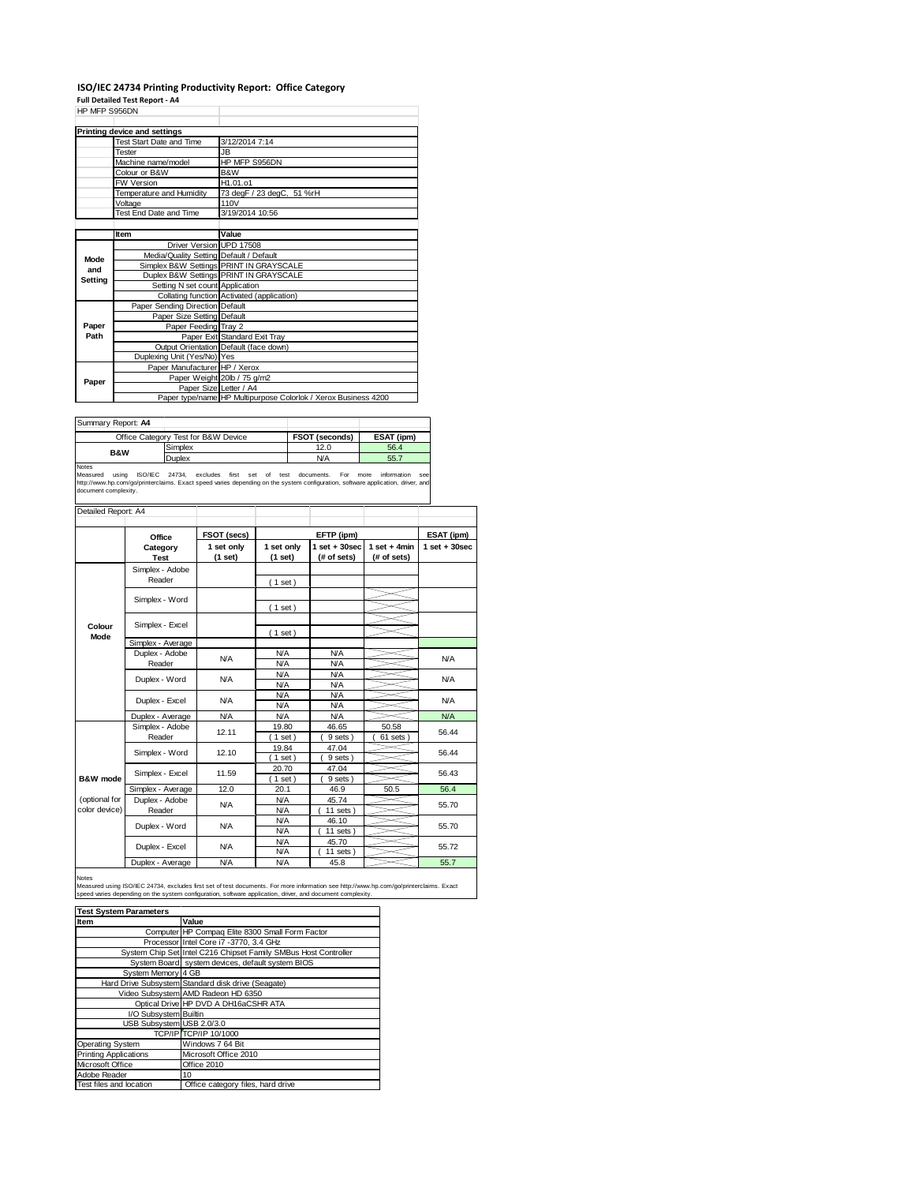# ISO/IEC 24734 Printing Productivity Report: Office Category

**Full Detailed Test Report - A4**

HP MFP S956DN

| Printing device and settings | |
|---|---|
| Test Start Date and Time | 3/12/2014 7:14 |
| Tester | JB |
| Machine name/model | HP MFP S956DN |
| Colour or B&W | B&W |
| FW Version | H1.01.o1 |
| Temperature and Humidity | 73 degF / 23 degC, 51 %rH |
| Voltage | 110V |
| Test End Date and Time | 3/19/2014 10:56 |

| | Item | Value |
|---|---|---|
| Mode and Setting | Driver Version | UPD 17508 |
| | Media/Quality Setting | Default / Default |
| | Simplex B&W Settings | PRINT IN GRAYSCALE |
| | Duplex B&W Settings | PRINT IN GRAYSCALE |
| | Setting N set count | Application |
| | Collating function | Activated (application) |
| Paper Path | Paper Sending Direction | Default |
| | Paper Size Setting | Default |
| | Paper Feeding | Tray 2 |
| | Paper Exit | Standard Exit Tray |
| | Output Orientation | Default (face down) |
| | Duplexing Unit (Yes/No) | Yes |
| Paper | Paper Manufacturer | HP / Xerox |
| | Paper Weight | 20lb / 75 g/m2 |
| | Paper Size | Letter / A4 |
| | Paper type/name | HP Multipurpose Colorlok / Xerox Business 4200 |

Summary Report: **A4**

| Office Category Test for B&W Device | | FSOT (seconds) | ESAT (ipm) |
|---|---|---|---|
| B&W | Simplex | 12.0 | 56.4 |
| | Duplex | N/A | 55.7 |

Notes
Measured using ISO/IEC 24734, excludes first set of test documents. For more information see http://www.hp.com/go/printerclaims. Exact speed varies depending on the system configuration, software application, driver, and document complexity.

Detailed Report: A4

| | Office Category Test | FSOT (secs) 1 set only (1 set) | EFTP (ipm) 1 set only (1 set) | EFTP (ipm) 1 set + 30sec (# of sets) | EFTP (ipm) 1 set + 4min (# of sets) | ESAT (ipm) 1 set + 30sec |
|---|---|---|---|---|---|---|
| Colour Mode | Simplex - Adobe Reader | | ( 1 set ) | | | |
| | Simplex - Word | | ( 1 set ) | | | |
| | Simplex - Excel | | ( 1 set ) | | | |
| | Simplex - Average | | | | | |
| | Duplex - Adobe Reader | N/A | N/A / N/A | N/A / N/A | | N/A |
| | Duplex - Word | N/A | N/A / N/A | N/A / N/A | | N/A |
| | Duplex - Excel | N/A | N/A / N/A | N/A / N/A | | N/A |
| | Duplex - Average | N/A | N/A | N/A | | N/A |
| B&W mode (optional for color device) | Simplex - Adobe Reader | 12.11 | 19.80 ( 1 set ) | 46.65 ( 9 sets ) | 50.58 ( 61 sets ) | 56.44 |
| | Simplex - Word | 12.10 | 19.84 ( 1 set ) | 47.04 ( 9 sets ) | | 56.44 |
| | Simplex - Excel | 11.59 | 20.70 ( 1 set ) | 47.04 ( 9 sets ) | | 56.43 |
| | Simplex - Average | 12.0 | 20.1 | 46.9 | 50.5 | 56.4 |
| | Duplex - Adobe Reader | N/A | N/A / N/A | 45.74 ( 11 sets ) | | 55.70 |
| | Duplex - Word | N/A | N/A / N/A | 46.10 ( 11 sets ) | | 55.70 |
| | Duplex - Excel | N/A | N/A / N/A | 45.70 ( 11 sets ) | | 55.72 |
| | Duplex - Average | N/A | N/A | 45.8 | | 55.7 |

Notes
Measured using ISO/IEC 24734, excludes first set of test documents. For more information see http://www.hp.com/go/printerclaims. Exact speed varies depending on the system configuration, software application, driver, and document complexity.

| Test System Parameters | |
|---|---|
| **Item** | **Value** |
| Computer | HP Compaq Elite 8300 Small Form Factor |
| Processor | Intel Core i7 -3770, 3.4 GHz |
| System Chip Set | Intel C216 Chipset Family SMBus Host Controller |
| System Board | system devices, default system BIOS |
| System Memory | 4 GB |
| Hard Drive Subsystem | Standard disk drive (Seagate) |
| Video Subsystem | AMD Radeon HD 6350 |
| Optical Drive | HP DVD A DH16aCSHR ATA |
| I/O Subsystem | Builtin |
| USB Subsystem | USB 2.0/3.0 |
| TCP/IP | TCP/IP 10/1000 |
| Operating System | Windows 7 64 Bit |
| Printing Applications | Microsoft Office 2010 |
| Microsoft Office | Office 2010 |
| Adobe Reader | 10 |
| Test files and location | Office category files, hard drive |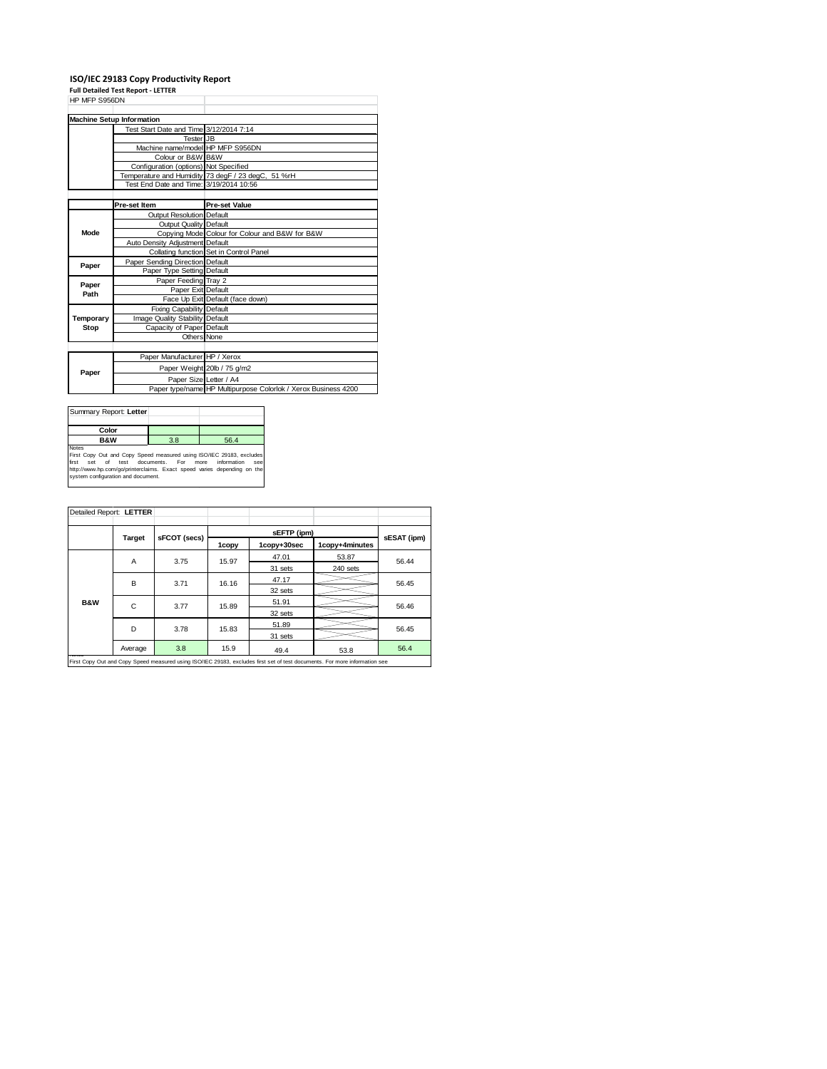# ISO/IEC 29183 Copy Productivity Report

**Full Detailed Test Report - LETTER**

HP MFP S956DN

| Machine Setup Information | | |
|---|---|---|
| | Test Start Date and Time | 3/12/2014 7:14 |
| | Tester | JB |
| | Machine name/model | HP MFP S956DN |
| | Colour or B&W | B&W |
| | Configuration (options) | Not Specified |
| | Temperature and Humidity | 73 degF / 23 degC, 51 %rH |
| | Test End Date and Time: | 3/19/2014 10:56 |

| | Pre-set Item | Pre-set Value |
|---|---|---|
| Mode | Output Resolution | Default |
| | Output Quality | Default |
| | Copying Mode | Colour for Colour and B&W for B&W |
| | Auto Density Adjustment | Default |
| | Collating function | Set in Control Panel |
| Paper | Paper Sending Direction | Default |
| | Paper Type Setting | Default |
| Paper Path | Paper Feeding | Tray 2 |
| | Paper Exit | Default |
| | Face Up Exit | Default (face down) |
| Temporary Stop | Fixing Capability | Default |
| | Image Quality Stability | Default |
| | Capacity of Paper | Default |
| | Others | None |

| | | |
|---|---|---|
| Paper | Paper Manufacturer | HP / Xerox |
| | Paper Weight | 20lb / 75 g/m2 |
| | Paper Size | Letter / A4 |
| | Paper type/name | HP Multipurpose Colorlok / Xerox Business 4200 |

| Summary Report: **Letter** | | |
|---|---|---|
| **Color** | | |
| **B&W** | 3.8 | 56.4 |

Notes
First Copy Out and Copy Speed measured using ISO/IEC 29183, excludes first set of test documents. For more information see http://www.hp.com/go/printerclaims. Exact speed varies depending on the system configuration and document.

| Detailed Report: **LETTER** | | | | | | |
|---|---|---|---|---|---|---|
| | **Target** | **sFCOT (secs)** | **sEFTP (ipm)** | | | **sESAT (ipm)** |
| | | | **1copy** | **1copy+30sec** | **1copy+4minutes** | |
| **B&W** | A | 3.75 | 15.97 | 47.01<br>31 sets | 53.87<br>240 sets | 56.44 |
| | B | 3.71 | 16.16 | 47.17<br>32 sets | | 56.45 |
| | C | 3.77 | 15.89 | 51.91<br>32 sets | | 56.46 |
| | D | 3.78 | 15.83 | 51.89<br>31 sets | | 56.45 |
| | Average | 3.8 | 15.9 | 49.4 | 53.8 | 56.4 |

First Copy Out and Copy Speed measured using ISO/IEC 29183, excludes first set of test documents. For more information see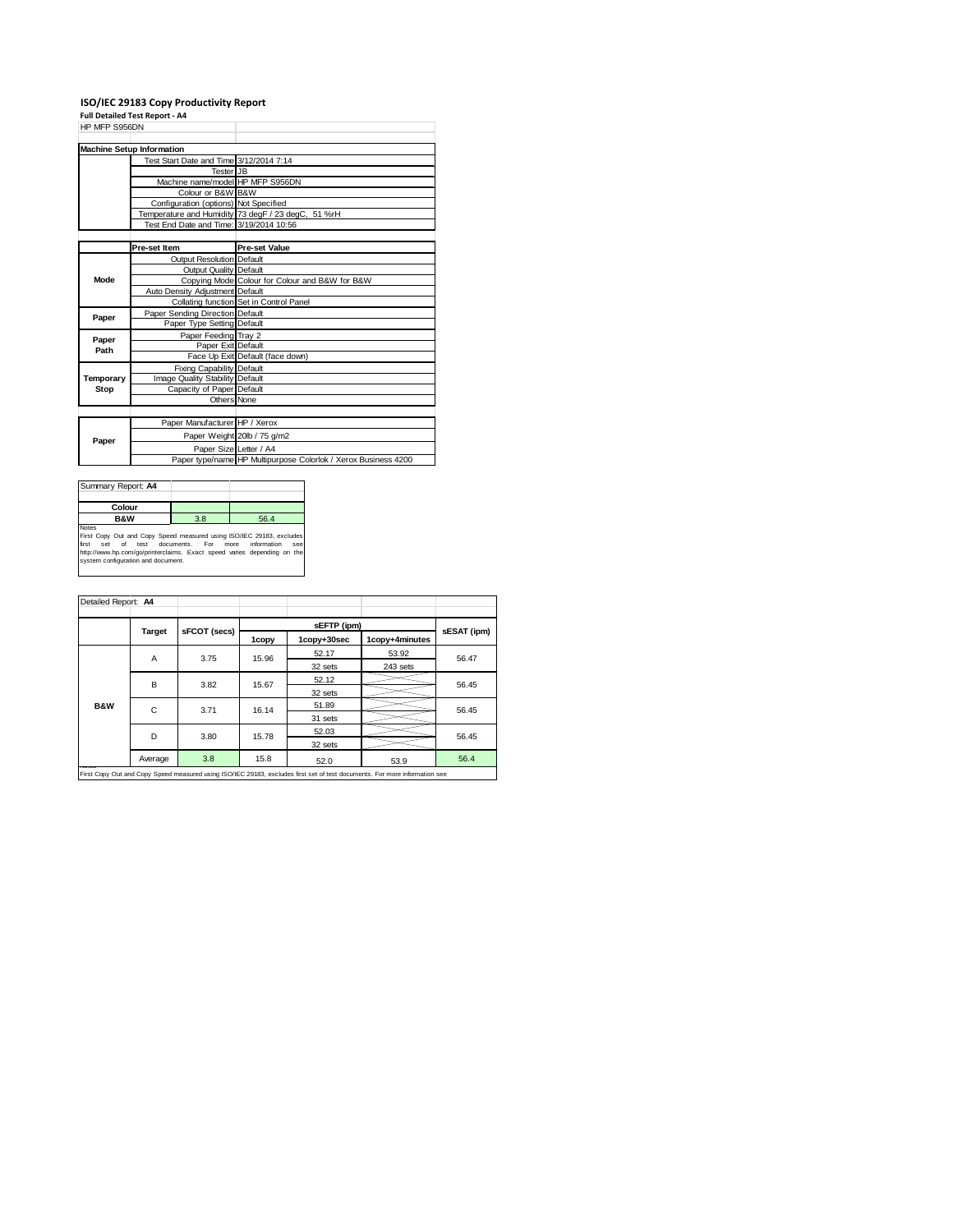# ISO/IEC 29183 Copy Productivity Report

**Full Detailed Test Report - A4**

HP MFP S956DN

| Machine Setup Information | | |
|---|---|---|
| | Test Start Date and Time | 3/12/2014 7:14 |
| | Tester | JB |
| | Machine name/model | HP MFP S956DN |
| | Colour or B&W | B&W |
| | Configuration (options) | Not Specified |
| | Temperature and Humidity | 73 degF / 23 degC, 51 %rH |
| | Test End Date and Time: | 3/19/2014 10:56 |

| | Pre-set Item | Pre-set Value |
|---|---|---|
| Mode | Output Resolution | Default |
| | Output Quality | Default |
| | Copying Mode | Colour for Colour and B&W for B&W |
| | Auto Density Adjustment | Default |
| | Collating function | Set in Control Panel |
| Paper | Paper Sending Direction | Default |
| | Paper Type Setting | Default |
| Paper Path | Paper Feeding | Tray 2 |
| | Paper Exit | Default |
| | Face Up Exit | Default (face down) |
| Temporary Stop | Fixing Capability | Default |
| | Image Quality Stability | Default |
| | Capacity of Paper | Default |
| | Others | None |

| | | |
|---|---|---|
| Paper | Paper Manufacturer | HP / Xerox |
| | Paper Weight | 20lb / 75 g/m2 |
| | Paper Size | Letter / A4 |
| | Paper type/name | HP Multipurpose Colorlok / Xerox Business 4200 |

| Summary Report: **A4** | | |
|---|---|---|
| **Colour** | | |
| **B&W** | 3.8 | 56.4 |

Notes

First Copy Out and Copy Speed measured using ISO/IEC 29183, excludes first set of test documents. For more information see http://www.hp.com/go/printerclaims. Exact speed varies depending on the system configuration and document.

| Detailed Report: **A4** | | | | | | |
|---|---|---|---|---|---|---|
| | Target | sFCOT (secs) | sEFTP (ipm) | | | sESAT (ipm) |
| | | | 1copy | 1copy+30sec | 1copy+4minutes | |
| B&W | A | 3.75 | 15.96 | 52.17 | 53.92 | 56.47 |
| | | | | 32 sets | 243 sets | |
| | B | 3.82 | 15.67 | 52.12 | | 56.45 |
| | | | | 32 sets | | |
| | C | 3.71 | 16.14 | 51.89 | | 56.45 |
| | | | | 31 sets | | |
| | D | 3.80 | 15.78 | 52.03 | | 56.45 |
| | | | | 32 sets | | |
| | Average | 3.8 | 15.8 | 52.0 | 53.9 | 56.4 |

First Copy Out and Copy Speed measured using ISO/IEC 29183, excludes first set of test documents. For more information see